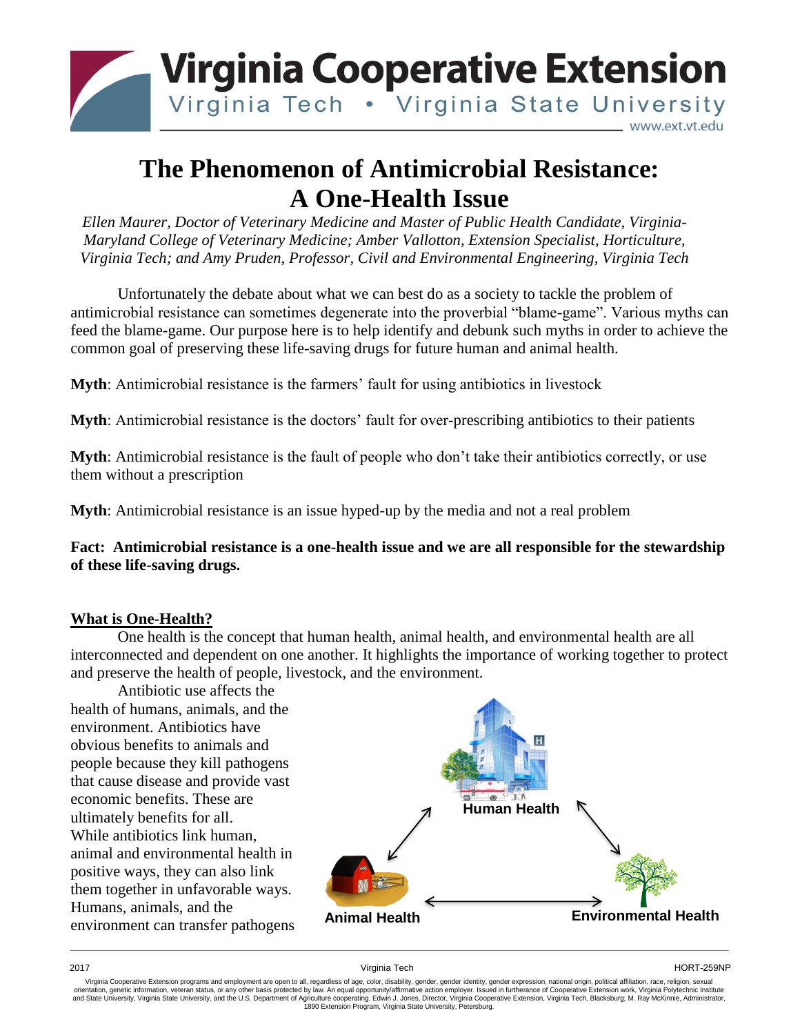Virginia Cooperative Extension

Virginia Tech • Virginia State University

www.ext.vt.edu

# The Phenomenon of Antimicrobial Resistance: A One-Health Issue

*Ellen Maurer, Doctor of Veterinary Medicine and Master of Public Health Candidate, Virginia-Maryland College of Veterinary Medicine; Amber Vallotton, Extension Specialist, Horticulture, Virginia Tech; and Amy Pruden, Professor, Civil and Environmental Engineering, Virginia Tech*

Unfortunately the debate about what we can best do as a society to tackle the problem of antimicrobial resistance can sometimes degenerate into the proverbial "blame-game". Various myths can feed the blame-game. Our purpose here is to help identify and debunk such myths in order to achieve the common goal of preserving these life-saving drugs for future human and animal health.

**Myth**: Antimicrobial resistance is the farmers' fault for using antibiotics in livestock

**Myth**: Antimicrobial resistance is the doctors' fault for over-prescribing antibiotics to their patients

**Myth**: Antimicrobial resistance is the fault of people who don't take their antibiotics correctly, or use them without a prescription

**Myth**: Antimicrobial resistance is an issue hyped-up by the media and not a real problem

**Fact: Antimicrobial resistance is a one-health issue and we are all responsible for the stewardship of these life-saving drugs.**

## What is One-Health?

One health is the concept that human health, animal health, and environmental health are all interconnected and dependent on one another. It highlights the importance of working together to protect and preserve the health of people, livestock, and the environment.

Human Health

Animal Health

Environmental Health

Antibiotic use affects the health of humans, animals, and the environment. Antibiotics have obvious benefits to animals and people because they kill pathogens that cause disease and provide vast economic benefits. These are ultimately benefits for all. While antibiotics link human, animal and environmental health in positive ways, they can also link them together in unfavorable ways. Humans, animals, and the environment can transfer pathogens

2017 Virginia Tech HORT-259NP

Virginia Cooperative Extension programs and employment are open to all, regardless of age, color, disability, gender, gender identity, gender expression, national origin, political affiliation, race, religion, sexual orientation, genetic information, veteran status, or any other basis protected by law. An equal opportunity/affirmative action employer. Issued in furtherance of Cooperative Extension work, Virginia Polytechnic Institute and State University, Virginia State University, and the U.S. Department of Agriculture cooperating. Edwin J. Jones, Director, Virginia Cooperative Extension, Virginia Tech, Blacksburg; M. Ray McKinnie, Administrator, 1890 Extension Program, Virginia State University, Petersburg.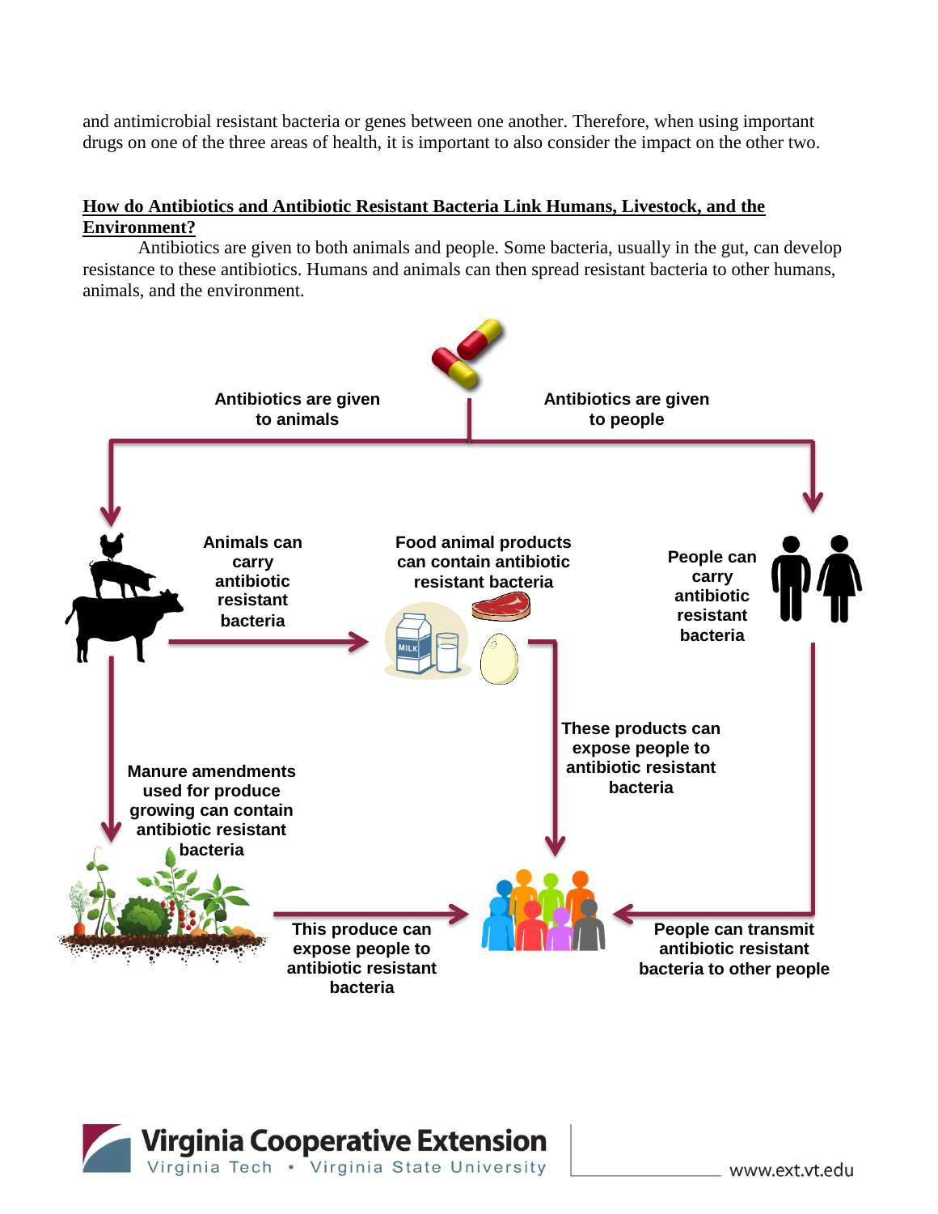and antimicrobial resistant bacteria or genes between one another. Therefore, when using important drugs on one of the three areas of health, it is important to also consider the impact on the other two.

## How do Antibiotics and Antibiotic Resistant Bacteria Link Humans, Livestock, and the Environment?

Antibiotics are given to both animals and people. Some bacteria, usually in the gut, can develop resistance to these antibiotics. Humans and animals can then spread resistant bacteria to other humans, animals, and the environment.

Antibiotics are given to animals

Antibiotics are given to people

Animals can carry antibiotic resistant bacteria

Food animal products can contain antibiotic resistant bacteria

People can carry antibiotic resistant bacteria

These products can expose people to antibiotic resistant bacteria

Manure amendments used for produce growing can contain antibiotic resistant bacteria

This produce can expose people to antibiotic resistant bacteria

People can transmit antibiotic resistant bacteria to other people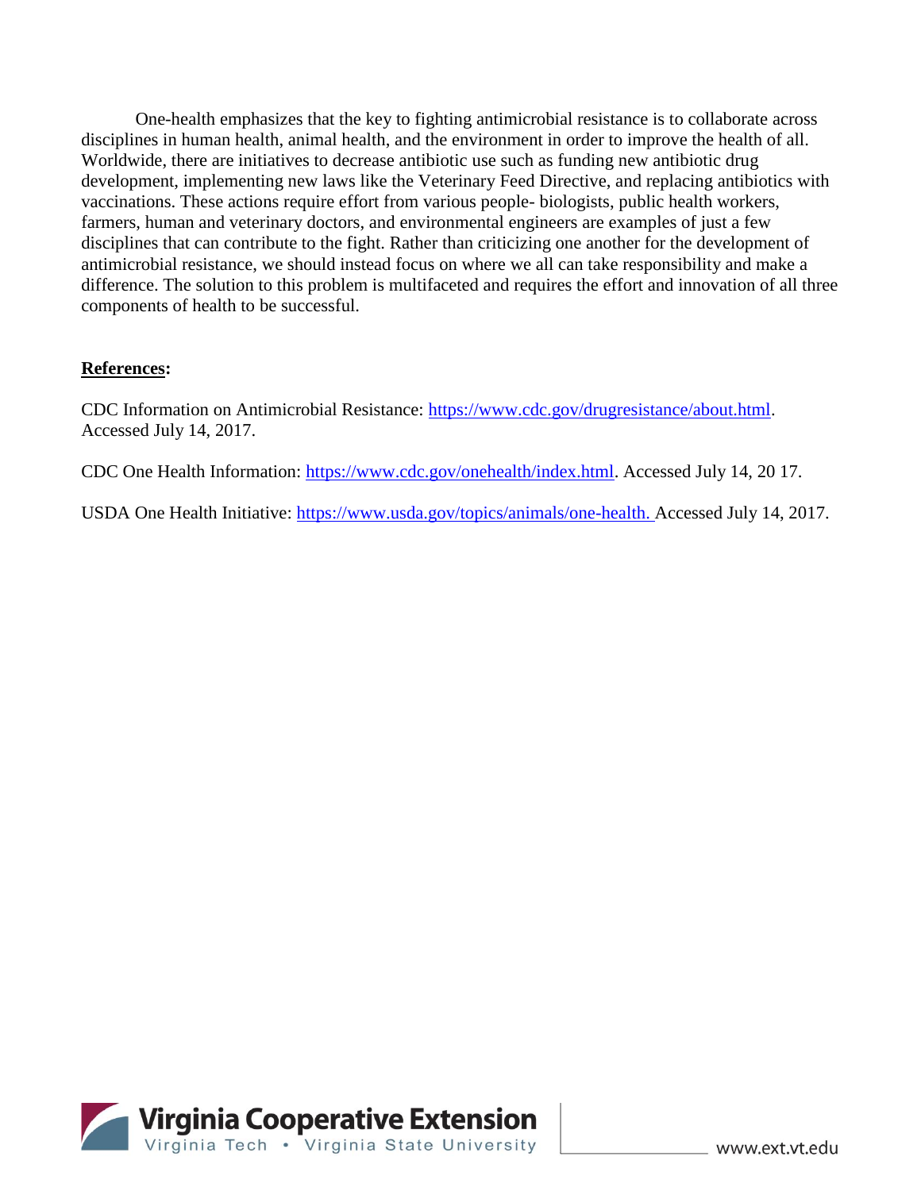One-health emphasizes that the key to fighting antimicrobial resistance is to collaborate across disciplines in human health, animal health, and the environment in order to improve the health of all. Worldwide, there are initiatives to decrease antibiotic use such as funding new antibiotic drug development, implementing new laws like the Veterinary Feed Directive, and replacing antibiotics with vaccinations. These actions require effort from various people- biologists, public health workers, farmers, human and veterinary doctors, and environmental engineers are examples of just a few disciplines that can contribute to the fight. Rather than criticizing one another for the development of antimicrobial resistance, we should instead focus on where we all can take responsibility and make a difference. The solution to this problem is multifaceted and requires the effort and innovation of all three components of health to be successful.

**References:**

CDC Information on Antimicrobial Resistance: https://www.cdc.gov/drugresistance/about.html. Accessed July 14, 2017.

CDC One Health Information: https://www.cdc.gov/onehealth/index.html. Accessed July 14, 20 17.

USDA One Health Initiative: https://www.usda.gov/topics/animals/one-health. Accessed July 14, 2017.